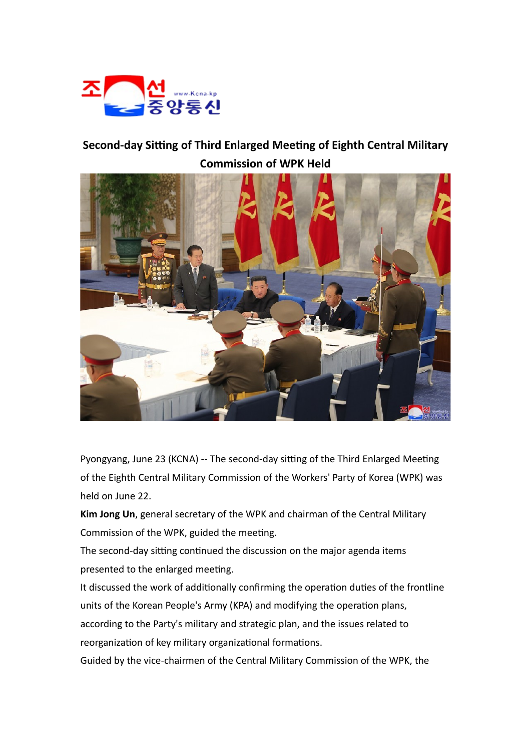# Second-day Sitting of Third Enlarged Meeting of Eighth Central Military Commission of WPK Held

Pyongyang, June 23 (KCNA) -- The second-day sitting of the Third Enlarged Meeting of the Eighth Central Military Commission of the Workers' Party of Korea (WPK) was held on June 22.

**Kim Jong Un**, general secretary of the WPK and chairman of the Central Military Commission of the WPK, guided the meeting.

The second-day sitting continued the discussion on the major agenda items presented to the enlarged meeting.

It discussed the work of additionally confirming the operation duties of the frontline units of the Korean People's Army (KPA) and modifying the operation plans, according to the Party's military and strategic plan, and the issues related to reorganization of key military organizational formations.

Guided by the vice-chairmen of the Central Military Commission of the WPK, the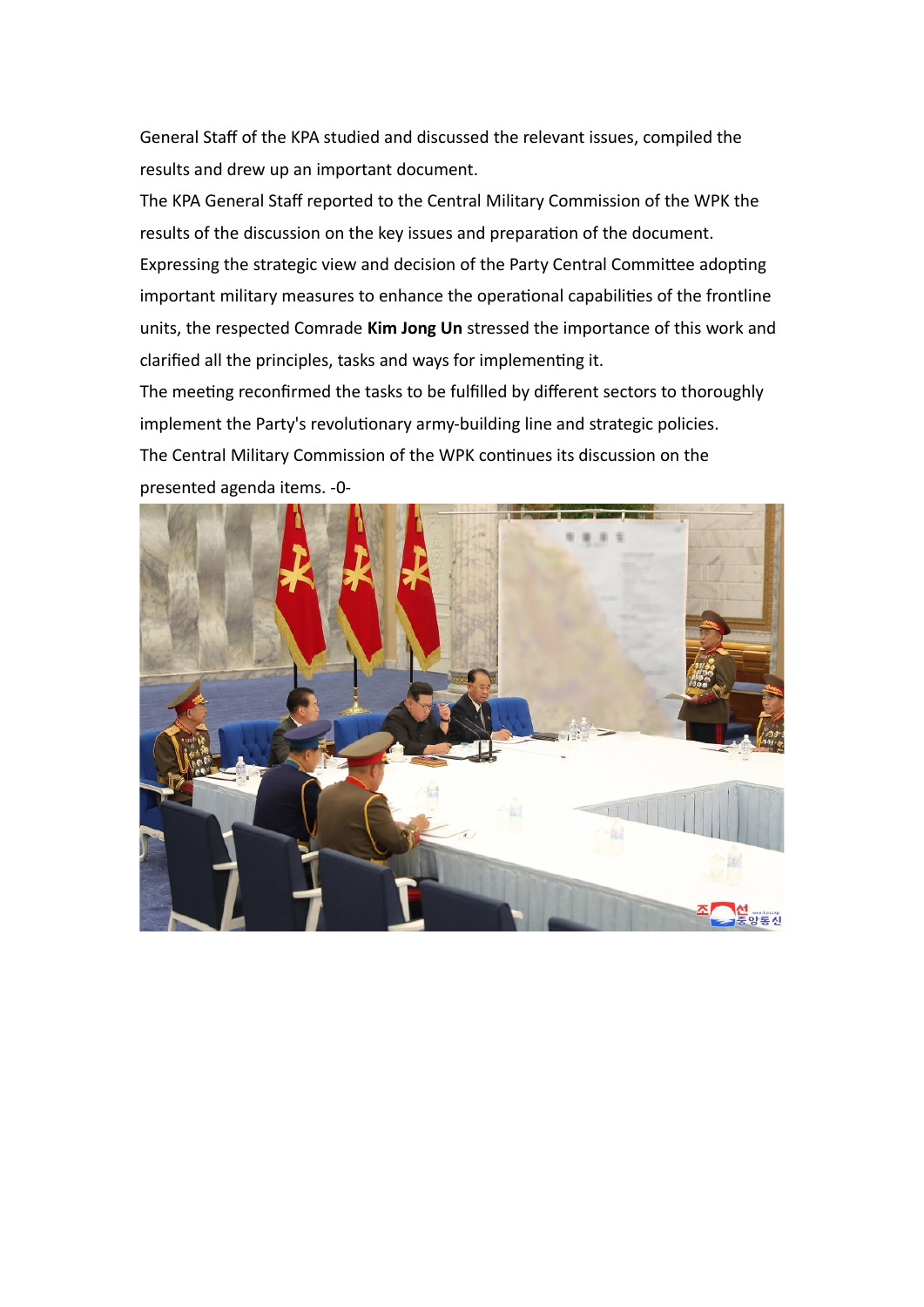General Staff of the KPA studied and discussed the relevant issues, compiled the results and drew up an important document.

The KPA General Staff reported to the Central Military Commission of the WPK the results of the discussion on the key issues and preparation of the document.

Expressing the strategic view and decision of the Party Central Committee adopting important military measures to enhance the operational capabilities of the frontline units, the respected Comrade **Kim Jong Un** stressed the importance of this work and clarified all the principles, tasks and ways for implementing it.

The meeting reconfirmed the tasks to be fulfilled by different sectors to thoroughly implement the Party's revolutionary army-building line and strategic policies.

The Central Military Commission of the WPK continues its discussion on the presented agenda items. -0-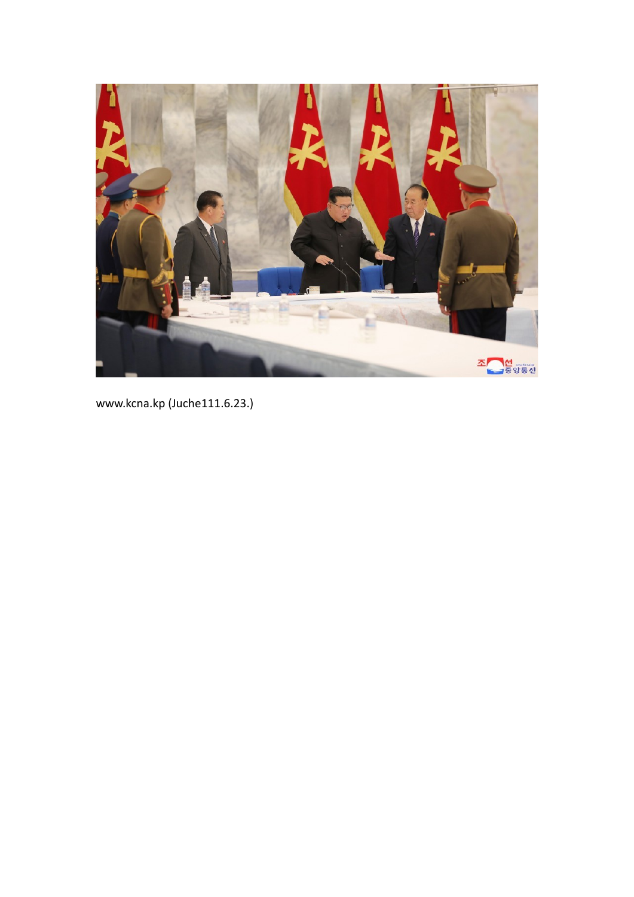www.kcna.kp (Juche111.6.23.)